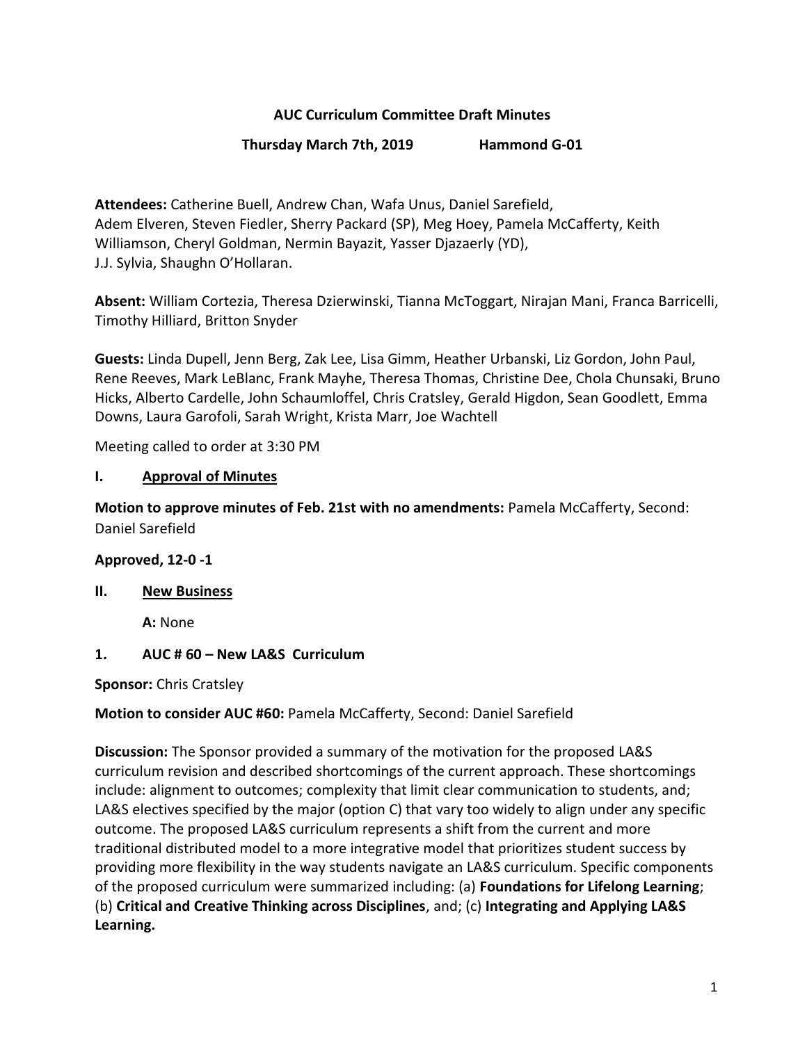**AUC Curriculum Committee Draft Minutes**

**Thursday March 7th, 2019 Hammond G-01**

**Attendees:** Catherine Buell, Andrew Chan, Wafa Unus, Daniel Sarefield, Adem Elveren, Steven Fiedler, Sherry Packard (SP), Meg Hoey, Pamela McCafferty, Keith Williamson, Cheryl Goldman, Nermin Bayazit, Yasser Djazaerly (YD), J.J. Sylvia, Shaughn O'Hollaran.

**Absent:** William Cortezia, Theresa Dzierwinski, Tianna McToggart, Nirajan Mani, Franca Barricelli, Timothy Hilliard, Britton Snyder

**Guests:** Linda Dupell, Jenn Berg, Zak Lee, Lisa Gimm, Heather Urbanski, Liz Gordon, John Paul, Rene Reeves, Mark LeBlanc, Frank Mayhe, Theresa Thomas, Christine Dee, Chola Chunsaki, Bruno Hicks, Alberto Cardelle, John Schaumloffel, Chris Cratsley, Gerald Higdon, Sean Goodlett, Emma Downs, Laura Garofoli, Sarah Wright, Krista Marr, Joe Wachtell

Meeting called to order at 3:30 PM

## I. Approval of Minutes

**Motion to approve minutes of Feb. 21st with no amendments:** Pamela McCafferty, Second: Daniel Sarefield

**Approved, 12-0 -1**

## II. New Business

**A:** None

### 1. AUC # 60 – New LA&S Curriculum

**Sponsor:** Chris Cratsley

**Motion to consider AUC #60:** Pamela McCafferty, Second: Daniel Sarefield

**Discussion:** The Sponsor provided a summary of the motivation for the proposed LA&S curriculum revision and described shortcomings of the current approach. These shortcomings include: alignment to outcomes; complexity that limit clear communication to students, and; LA&S electives specified by the major (option C) that vary too widely to align under any specific outcome. The proposed LA&S curriculum represents a shift from the current and more traditional distributed model to a more integrative model that prioritizes student success by providing more flexibility in the way students navigate an LA&S curriculum. Specific components of the proposed curriculum were summarized including: (a) **Foundations for Lifelong Learning**; (b) **Critical and Creative Thinking across Disciplines**, and; (c) **Integrating and Applying LA&S Learning.**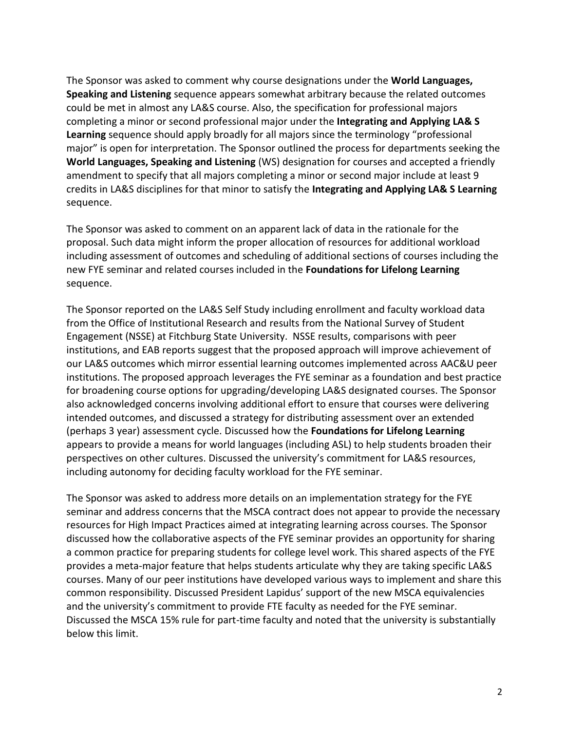The Sponsor was asked to comment why course designations under the **World Languages, Speaking and Listening** sequence appears somewhat arbitrary because the related outcomes could be met in almost any LA&S course. Also, the specification for professional majors completing a minor or second professional major under the **Integrating and Applying LA& S Learning** sequence should apply broadly for all majors since the terminology "professional major" is open for interpretation. The Sponsor outlined the process for departments seeking the **World Languages, Speaking and Listening** (WS) designation for courses and accepted a friendly amendment to specify that all majors completing a minor or second major include at least 9 credits in LA&S disciplines for that minor to satisfy the **Integrating and Applying LA& S Learning** sequence.

The Sponsor was asked to comment on an apparent lack of data in the rationale for the proposal. Such data might inform the proper allocation of resources for additional workload including assessment of outcomes and scheduling of additional sections of courses including the new FYE seminar and related courses included in the **Foundations for Lifelong Learning** sequence.

The Sponsor reported on the LA&S Self Study including enrollment and faculty workload data from the Office of Institutional Research and results from the National Survey of Student Engagement (NSSE) at Fitchburg State University. NSSE results, comparisons with peer institutions, and EAB reports suggest that the proposed approach will improve achievement of our LA&S outcomes which mirror essential learning outcomes implemented across AAC&U peer institutions. The proposed approach leverages the FYE seminar as a foundation and best practice for broadening course options for upgrading/developing LA&S designated courses. The Sponsor also acknowledged concerns involving additional effort to ensure that courses were delivering intended outcomes, and discussed a strategy for distributing assessment over an extended (perhaps 3 year) assessment cycle. Discussed how the **Foundations for Lifelong Learning** appears to provide a means for world languages (including ASL) to help students broaden their perspectives on other cultures. Discussed the university's commitment for LA&S resources, including autonomy for deciding faculty workload for the FYE seminar.

The Sponsor was asked to address more details on an implementation strategy for the FYE seminar and address concerns that the MSCA contract does not appear to provide the necessary resources for High Impact Practices aimed at integrating learning across courses. The Sponsor discussed how the collaborative aspects of the FYE seminar provides an opportunity for sharing a common practice for preparing students for college level work. This shared aspects of the FYE provides a meta-major feature that helps students articulate why they are taking specific LA&S courses. Many of our peer institutions have developed various ways to implement and share this common responsibility. Discussed President Lapidus' support of the new MSCA equivalencies and the university's commitment to provide FTE faculty as needed for the FYE seminar. Discussed the MSCA 15% rule for part-time faculty and noted that the university is substantially below this limit.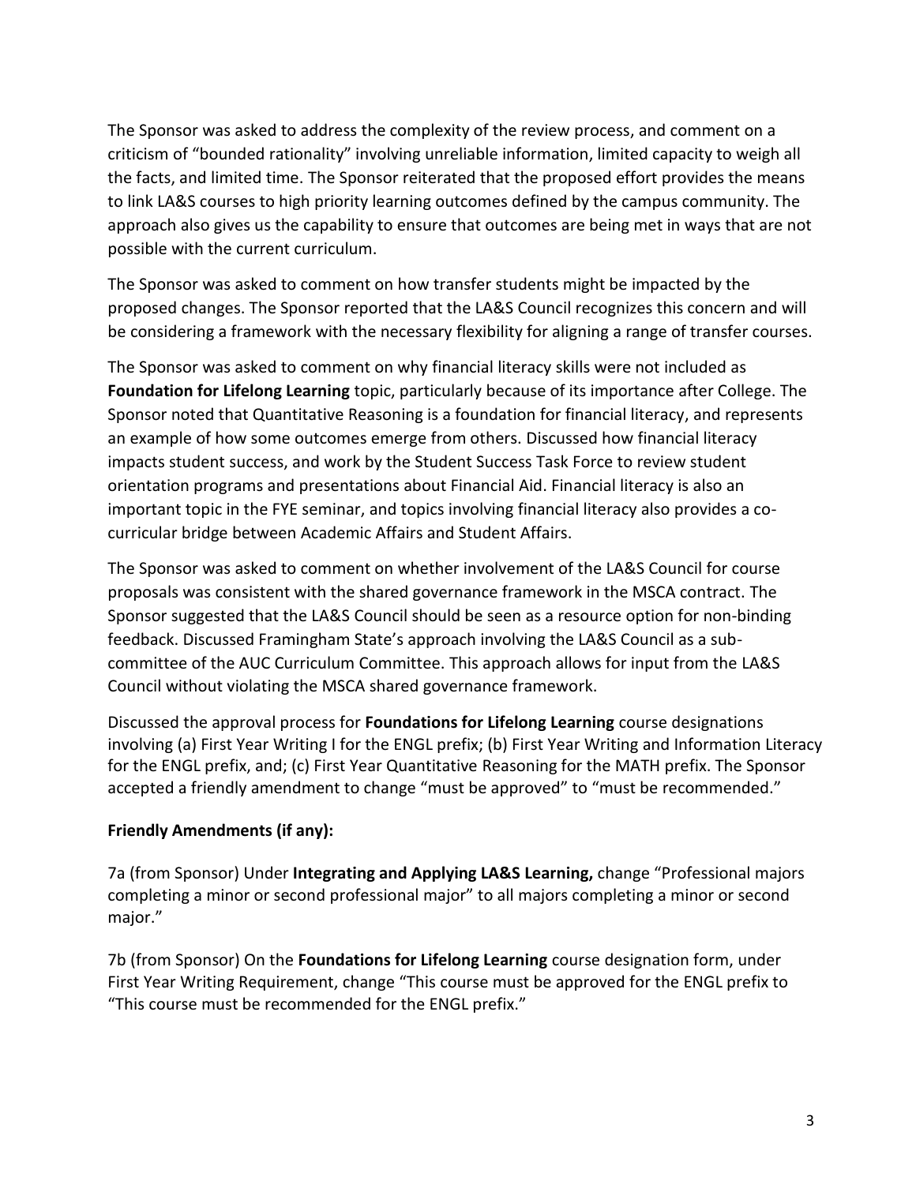The Sponsor was asked to address the complexity of the review process, and comment on a criticism of "bounded rationality" involving unreliable information, limited capacity to weigh all the facts, and limited time. The Sponsor reiterated that the proposed effort provides the means to link LA&S courses to high priority learning outcomes defined by the campus community. The approach also gives us the capability to ensure that outcomes are being met in ways that are not possible with the current curriculum.

The Sponsor was asked to comment on how transfer students might be impacted by the proposed changes. The Sponsor reported that the LA&S Council recognizes this concern and will be considering a framework with the necessary flexibility for aligning a range of transfer courses.

The Sponsor was asked to comment on why financial literacy skills were not included as **Foundation for Lifelong Learning** topic, particularly because of its importance after College. The Sponsor noted that Quantitative Reasoning is a foundation for financial literacy, and represents an example of how some outcomes emerge from others. Discussed how financial literacy impacts student success, and work by the Student Success Task Force to review student orientation programs and presentations about Financial Aid. Financial literacy is also an important topic in the FYE seminar, and topics involving financial literacy also provides a co-curricular bridge between Academic Affairs and Student Affairs.

The Sponsor was asked to comment on whether involvement of the LA&S Council for course proposals was consistent with the shared governance framework in the MSCA contract. The Sponsor suggested that the LA&S Council should be seen as a resource option for non-binding feedback. Discussed Framingham State's approach involving the LA&S Council as a sub-committee of the AUC Curriculum Committee. This approach allows for input from the LA&S Council without violating the MSCA shared governance framework.

Discussed the approval process for **Foundations for Lifelong Learning** course designations involving (a) First Year Writing I for the ENGL prefix; (b) First Year Writing and Information Literacy for the ENGL prefix, and; (c) First Year Quantitative Reasoning for the MATH prefix. The Sponsor accepted a friendly amendment to change "must be approved" to "must be recommended."

**Friendly Amendments (if any):**

7a (from Sponsor) Under **Integrating and Applying LA&S Learning,** change "Professional majors completing a minor or second professional major" to all majors completing a minor or second major."

7b (from Sponsor) On the **Foundations for Lifelong Learning** course designation form, under First Year Writing Requirement, change "This course must be approved for the ENGL prefix to "This course must be recommended for the ENGL prefix."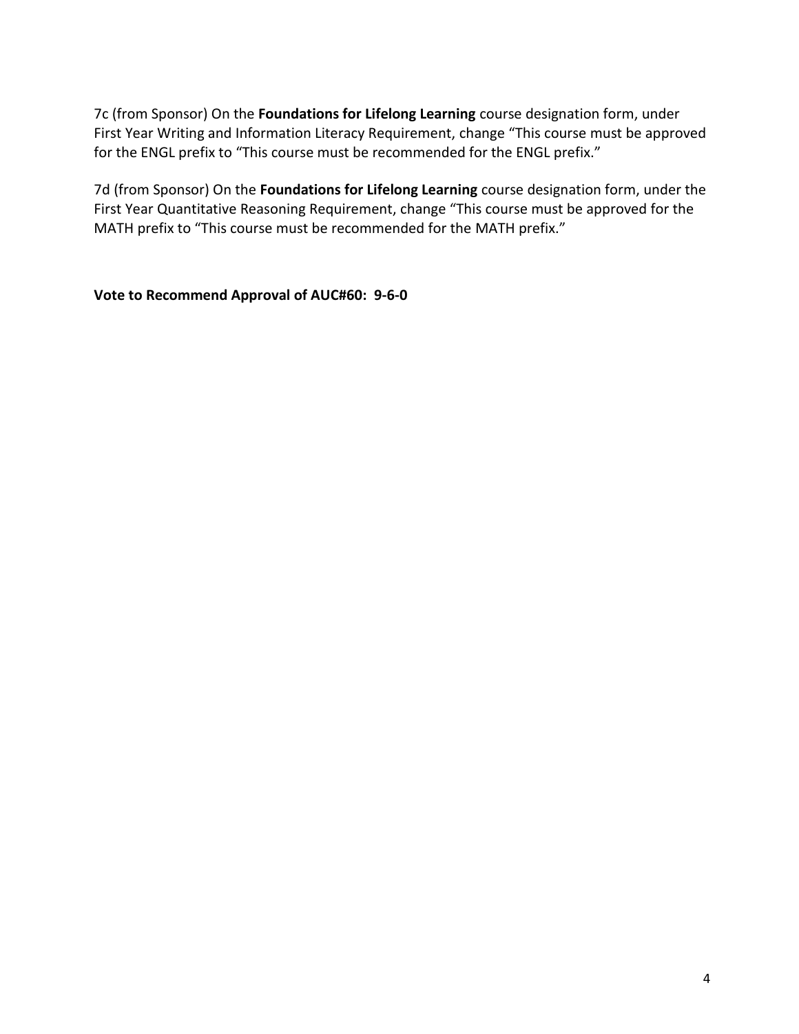7c (from Sponsor) On the **Foundations for Lifelong Learning** course designation form, under First Year Writing and Information Literacy Requirement, change "This course must be approved for the ENGL prefix to "This course must be recommended for the ENGL prefix."

7d (from Sponsor) On the **Foundations for Lifelong Learning** course designation form, under the First Year Quantitative Reasoning Requirement, change "This course must be approved for the MATH prefix to "This course must be recommended for the MATH prefix."

**Vote to Recommend Approval of AUC#60: 9-6-0**